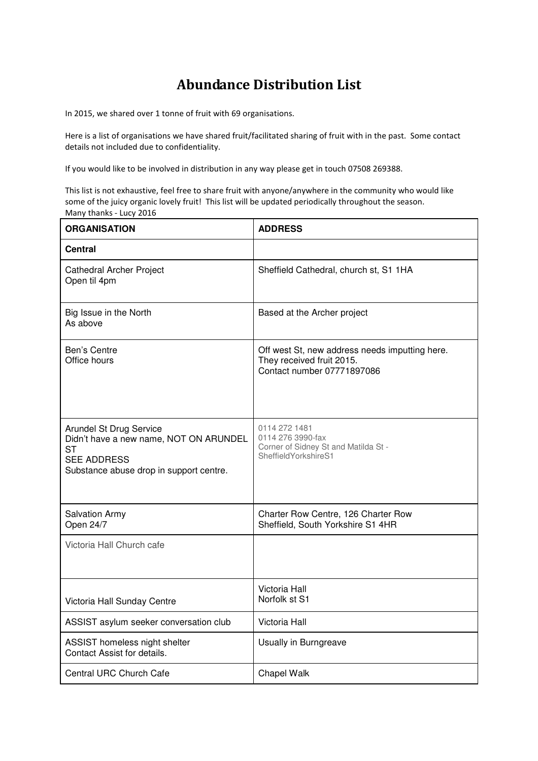# Abundance Distribution List

In 2015, we shared over 1 tonne of fruit with 69 organisations.

Here is a list of organisations we have shared fruit/facilitated sharing of fruit with in the past. Some contact details not included due to confidentiality.

If you would like to be involved in distribution in any way please get in touch 07508 269388.

This list is not exhaustive, feel free to share fruit with anyone/anywhere in the community who would like some of the juicy organic lovely fruit! This list will be updated periodically throughout the season.
Many thanks - Lucy 2016

| ORGANISATION | ADDRESS |
|---|---|
| **Central** | |
| Cathedral Archer Project<br>Open til 4pm | Sheffield Cathedral, church st, S1 1HA |
| Big Issue in the North<br>As above | Based at the Archer project |
| Ben's Centre<br>Office hours | Off west St, new address needs imputting here.<br>They received fruit 2015.<br>Contact number 07771897086 |
| Arundel St Drug Service<br>Didn't have a new name, NOT ON ARUNDEL ST<br>SEE ADDRESS<br>Substance abuse drop in support centre. | 0114 272 1481<br>0114 276 3990-fax<br>Corner of Sidney St and Matilda St - SheffieldYorkshireS1 |
| Salvation Army<br>Open 24/7 | Charter Row Centre, 126 Charter Row<br>Sheffield, South Yorkshire S1 4HR |
| Victoria Hall Church cafe | |
| Victoria Hall Sunday Centre | Victoria Hall<br>Norfolk st S1 |
| ASSIST asylum seeker conversation club | Victoria Hall |
| ASSIST homeless night shelter<br>Contact Assist for details. | Usually in Burngreave |
| Central URC Church Cafe | Chapel Walk |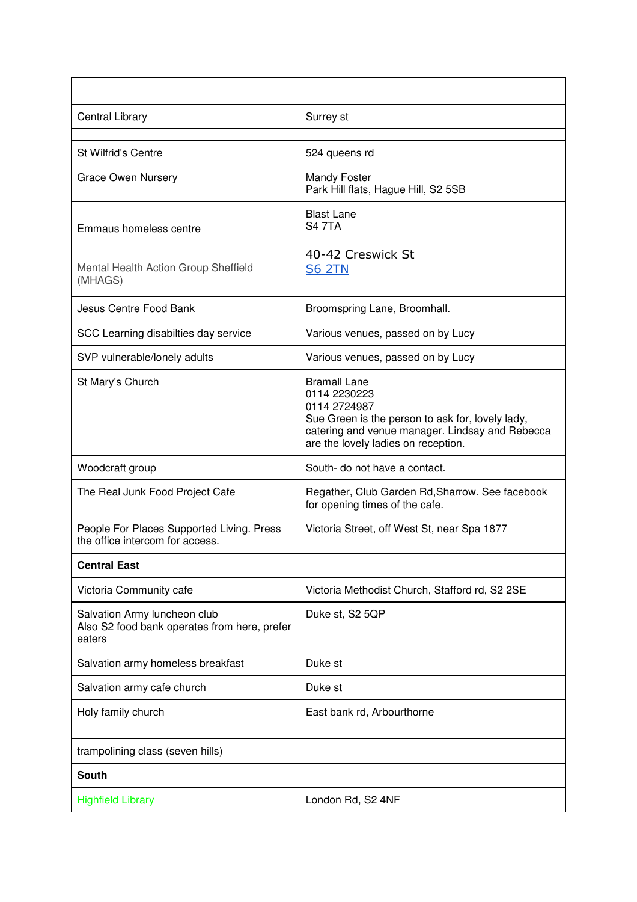| | |
|---|---|
| Central Library | Surrey st |
| | |
| St Wilfrid's Centre | 524 queens rd |
| Grace Owen Nursery | Mandy Foster<br>Park Hill flats, Hague Hill, S2 5SB |
| Emmaus homeless centre | Blast Lane<br>S4 7TA |
| Mental Health Action Group Sheffield (MHAGS) | 40-42 Creswick St<br>S6 2TN |
| Jesus Centre Food Bank | Broomspring Lane, Broomhall. |
| SCC Learning disabilties day service | Various venues, passed on by Lucy |
| SVP vulnerable/lonely adults | Various venues, passed on by Lucy |
| St Mary's Church | Bramall Lane<br>0114 2230223<br>0114 2724987<br>Sue Green is the person to ask for, lovely lady, catering and venue manager. Lindsay and Rebecca are the lovely ladies on reception. |
| Woodcraft group | South- do not have a contact. |
| The Real Junk Food Project Cafe | Regather, Club Garden Rd,Sharrow. See facebook for opening times of the cafe. |
| People For Places Supported Living. Press the office intercom for access. | Victoria Street, off West St, near Spa 1877 |
| **Central East** | |
| Victoria Community cafe | Victoria Methodist Church, Stafford rd, S2 2SE |
| Salvation Army luncheon club<br>Also S2 food bank operates from here, prefer eaters | Duke st, S2 5QP |
| Salvation army homeless breakfast | Duke st |
| Salvation army cafe church | Duke st |
| Holy family church | East bank rd, Arbourthorne |
| trampolining class (seven hills) | |
| **South** | |
| Highfield Library | London Rd, S2 4NF |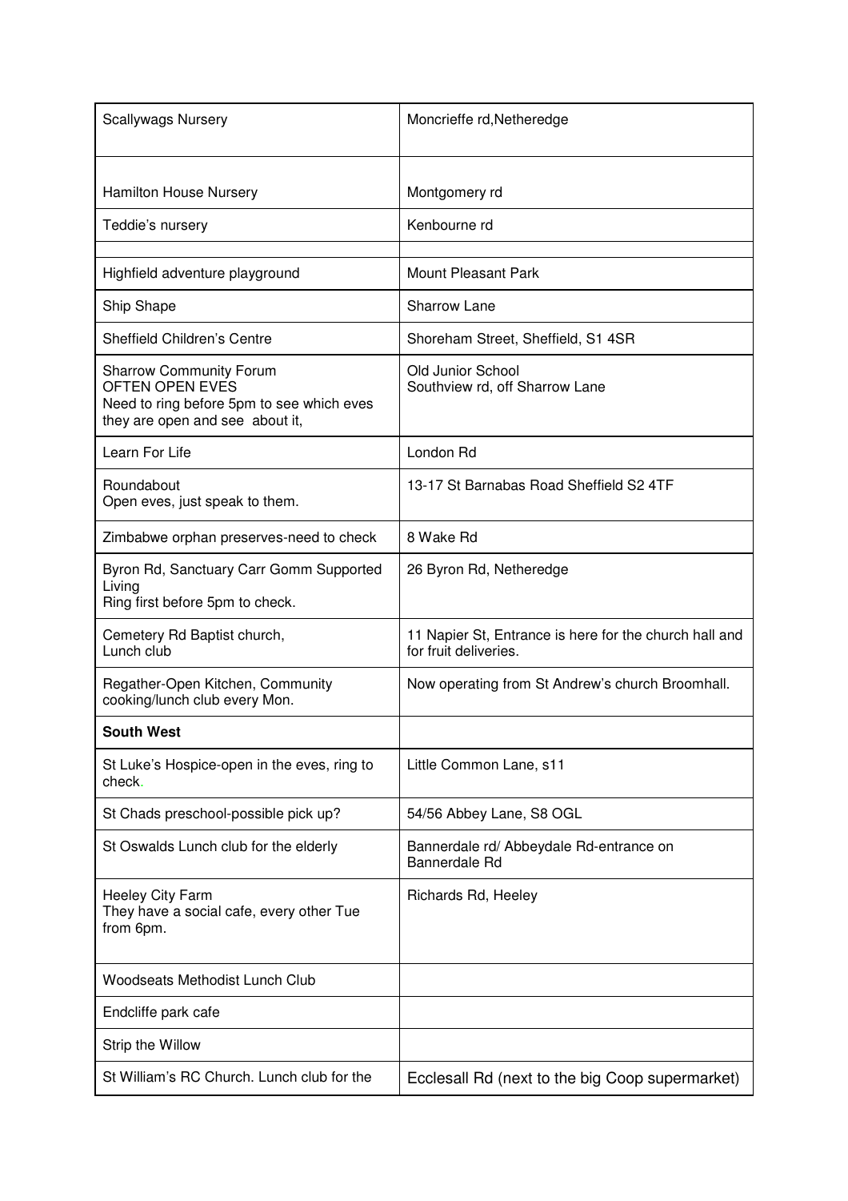| Scallywags Nursery | Moncrieffe rd,Netheredge |
| --- | --- |
| Hamilton House Nursery | Montgomery rd |
| Teddie's nursery | Kenbourne rd |
| | |
| Highfield adventure playground | Mount Pleasant Park |
| Ship Shape | Sharrow Lane |
| Sheffield Children's Centre | Shoreham Street, Sheffield, S1 4SR |
| Sharrow Community Forum<br>OFTEN OPEN EVES<br>Need to ring before 5pm to see which eves they are open and see about it, | Old Junior School<br>Southview rd, off Sharrow Lane |
| Learn For Life | London Rd |
| Roundabout<br>Open eves, just speak to them. | 13-17 St Barnabas Road Sheffield S2 4TF |
| Zimbabwe orphan preserves-need to check | 8 Wake Rd |
| Byron Rd, Sanctuary Carr Gomm Supported Living<br>Ring first before 5pm to check. | 26 Byron Rd, Netheredge |
| Cemetery Rd Baptist church,<br>Lunch club | 11 Napier St, Entrance is here for the church hall and for fruit deliveries. |
| Regather-Open Kitchen, Community cooking/lunch club every Mon. | Now operating from St Andrew's church Broomhall. |
| **South West** | |
| St Luke's Hospice-open in the eves, ring to check. | Little Common Lane, s11 |
| St Chads preschool-possible pick up? | 54/56 Abbey Lane, S8 OGL |
| St Oswalds Lunch club for the elderly | Bannerdale rd/ Abbeydale Rd-entrance on Bannerdale Rd |
| Heeley City Farm<br>They have a social cafe, every other Tue from 6pm. | Richards Rd, Heeley |
| Woodseats Methodist Lunch Club | |
| Endcliffe park cafe | |
| Strip the Willow | |
| St William's RC Church. Lunch club for the | Ecclesall Rd (next to the big Coop supermarket) |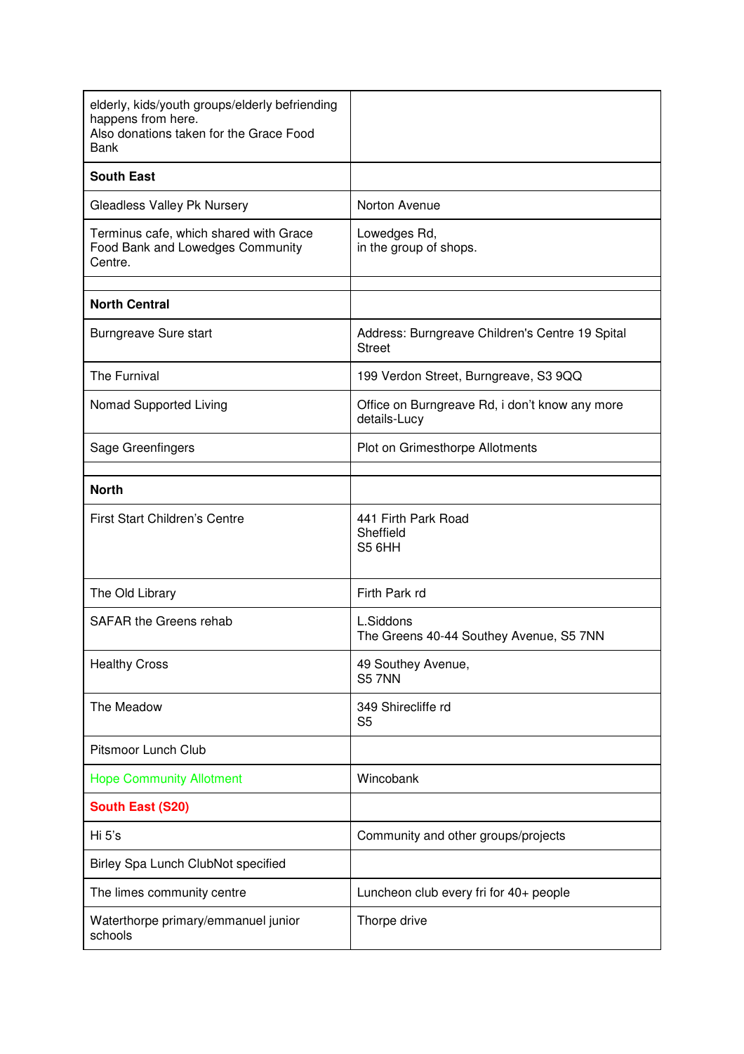| | |
|---|---|
| elderly, kids/youth groups/elderly befriending happens from here.<br>Also donations taken for the Grace Food Bank | |
| **South East** | |
| Gleadless Valley Pk Nursery | Norton Avenue |
| Terminus cafe, which shared with Grace Food Bank and Lowedges Community Centre. | Lowedges Rd,<br>in the group of shops. |
| | |
| **North Central** | |
| Burngreave Sure start | Address: Burngreave Children's Centre 19 Spital Street |
| The Furnival | 199 Verdon Street, Burngreave, S3 9QQ |
| Nomad Supported Living | Office on Burngreave Rd, i don't know any more details-Lucy |
| Sage Greenfingers | Plot on Grimesthorpe Allotments |
| | |
| **North** | |
| First Start Children's Centre | 441 Firth Park Road<br>Sheffield<br>S5 6HH |
| The Old Library | Firth Park rd |
| SAFAR the Greens rehab | L.Siddons<br>The Greens 40-44 Southey Avenue, S5 7NN |
| Healthy Cross | 49 Southey Avenue,<br>S5 7NN |
| The Meadow | 349 Shirecliffe rd<br>S5 |
| Pitsmoor Lunch Club | |
| Hope Community Allotment | Wincobank |
| **South East (S20)** | |
| Hi 5's | Community and other groups/projects |
| Birley Spa Lunch ClubNot specified | |
| The limes community centre | Luncheon club every fri for 40+ people |
| Waterthorpe primary/emmanuel junior schools | Thorpe drive |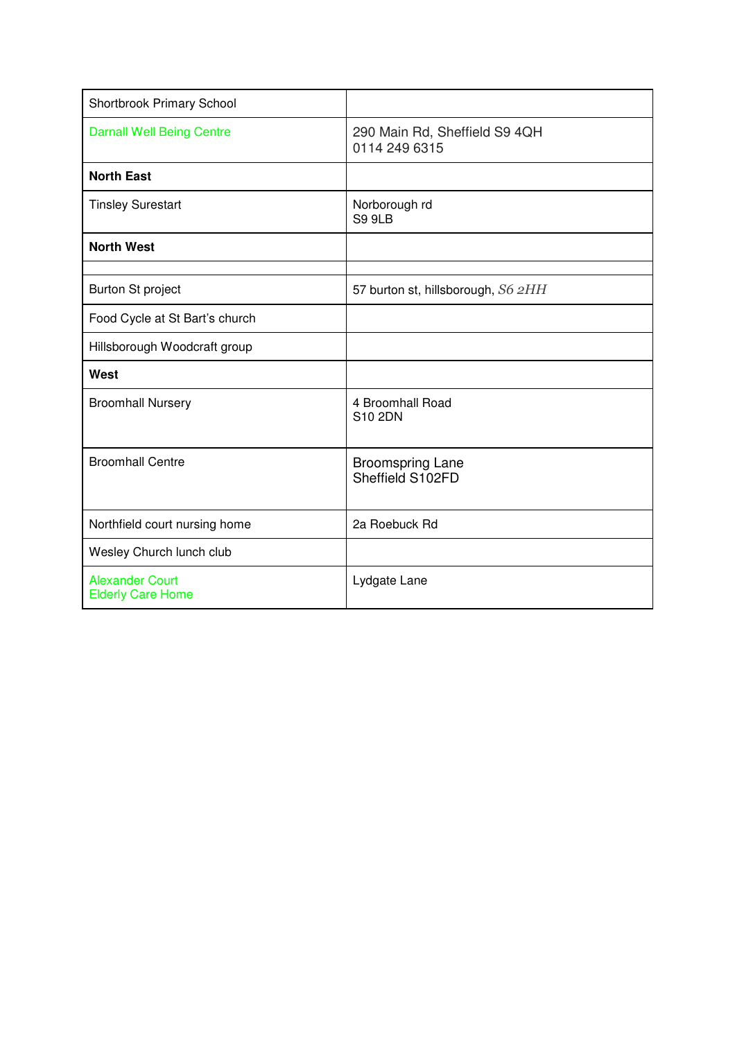| | |
|---|---|
| Shortbrook Primary School | |
| Darnall Well Being Centre | 290 Main Rd, Sheffield S9 4QH<br>0114 249 6315 |
| **North East** | |
| Tinsley Surestart | Norborough rd<br>S9 9LB |
| **North West** | |
| | |
| Burton St project | 57 burton st, hillsborough, *S6 2HH* |
| Food Cycle at St Bart's church | |
| Hillsborough Woodcraft group | |
| **West** | |
| Broomhall Nursery | 4 Broomhall Road<br>S10 2DN |
| Broomhall Centre | Broomspring Lane<br>Sheffield S102FD |
| Northfield court nursing home | 2a Roebuck Rd |
| Wesley Church lunch club | |
| Alexander Court<br>Elderly Care Home | Lydgate Lane |